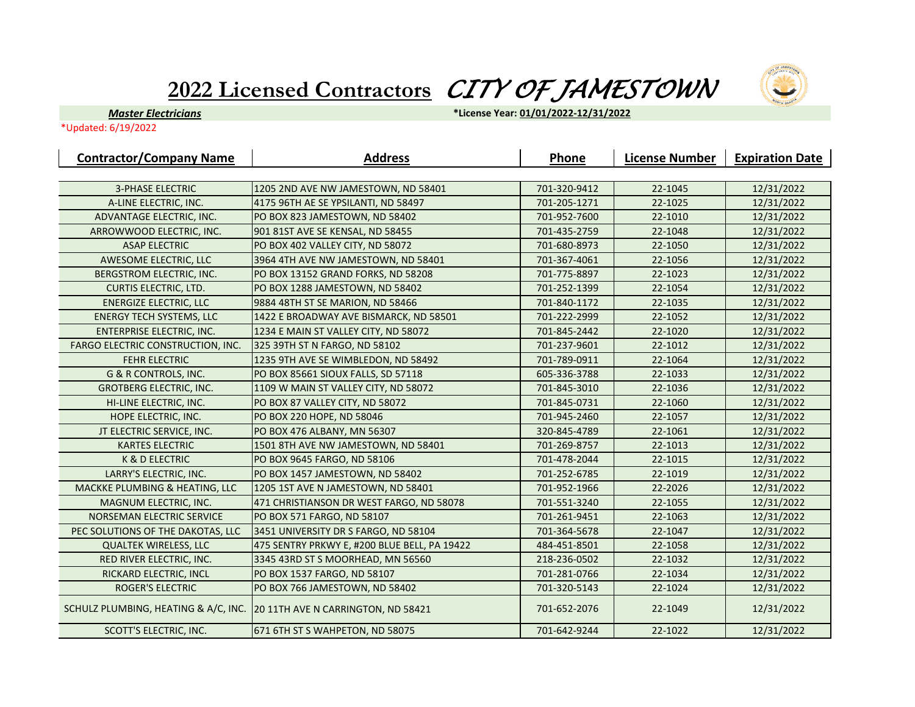# 2022 Licensed Contractors *CITY OF JAMESTOWN*

***Master Electricians*** **\*License Year: 01/01/2022-12/31/2022**

\*Updated: 6/19/2022

| Contractor/Company Name | Address | Phone | License Number | Expiration Date |
|---|---|---|---|---|
| 3-PHASE ELECTRIC | 1205 2ND AVE NW JAMESTOWN, ND 58401 | 701-320-9412 | 22-1045 | 12/31/2022 |
| A-LINE ELECTRIC, INC. | 4175 96TH AE SE YPSILANTI, ND 58497 | 701-205-1271 | 22-1025 | 12/31/2022 |
| ADVANTAGE ELECTRIC, INC. | PO BOX 823 JAMESTOWN, ND 58402 | 701-952-7600 | 22-1010 | 12/31/2022 |
| ARROWWOOD ELECTRIC, INC. | 901 81ST AVE SE KENSAL, ND 58455 | 701-435-2759 | 22-1048 | 12/31/2022 |
| ASAP ELECTRIC | PO BOX 402 VALLEY CITY, ND 58072 | 701-680-8973 | 22-1050 | 12/31/2022 |
| AWESOME ELECTRIC, LLC | 3964 4TH AVE NW JAMESTOWN, ND 58401 | 701-367-4061 | 22-1056 | 12/31/2022 |
| BERGSTROM ELECTRIC, INC. | PO BOX 13152 GRAND FORKS, ND 58208 | 701-775-8897 | 22-1023 | 12/31/2022 |
| CURTIS ELECTRIC, LTD. | PO BOX 1288 JAMESTOWN, ND 58402 | 701-252-1399 | 22-1054 | 12/31/2022 |
| ENERGIZE ELECTRIC, LLC | 9884 48TH ST SE MARION, ND 58466 | 701-840-1172 | 22-1035 | 12/31/2022 |
| ENERGY TECH SYSTEMS, LLC | 1422 E BROADWAY AVE BISMARCK, ND 58501 | 701-222-2999 | 22-1052 | 12/31/2022 |
| ENTERPRISE ELECTRIC, INC. | 1234 E MAIN ST VALLEY CITY, ND 58072 | 701-845-2442 | 22-1020 | 12/31/2022 |
| FARGO ELECTRIC CONSTRUCTION, INC. | 325 39TH ST N FARGO, ND 58102 | 701-237-9601 | 22-1012 | 12/31/2022 |
| FEHR ELECTRIC | 1235 9TH AVE SE WIMBLEDON, ND 58492 | 701-789-0911 | 22-1064 | 12/31/2022 |
| G & R CONTROLS, INC. | PO BOX 85661 SIOUX FALLS, SD 57118 | 605-336-3788 | 22-1033 | 12/31/2022 |
| GROTBERG ELECTRIC, INC. | 1109 W MAIN ST VALLEY CITY, ND 58072 | 701-845-3010 | 22-1036 | 12/31/2022 |
| HI-LINE ELECTRIC, INC. | PO BOX 87 VALLEY CITY, ND 58072 | 701-845-0731 | 22-1060 | 12/31/2022 |
| HOPE ELECTRIC, INC. | PO BOX 220 HOPE, ND 58046 | 701-945-2460 | 22-1057 | 12/31/2022 |
| JT ELECTRIC SERVICE, INC. | PO BOX 476 ALBANY, MN 56307 | 320-845-4789 | 22-1061 | 12/31/2022 |
| KARTES ELECTRIC | 1501 8TH AVE NW JAMESTOWN, ND 58401 | 701-269-8757 | 22-1013 | 12/31/2022 |
| K & D ELECTRIC | PO BOX 9645 FARGO, ND 58106 | 701-478-2044 | 22-1015 | 12/31/2022 |
| LARRY'S ELECTRIC, INC. | PO BOX 1457 JAMESTOWN, ND 58402 | 701-252-6785 | 22-1019 | 12/31/2022 |
| MACKKE PLUMBING & HEATING, LLC | 1205 1ST AVE N JAMESTOWN, ND 58401 | 701-952-1966 | 22-2026 | 12/31/2022 |
| MAGNUM ELECTRIC, INC. | 471 CHRISTIANSON DR WEST FARGO, ND 58078 | 701-551-3240 | 22-1055 | 12/31/2022 |
| NORSEMAN ELECTRIC SERVICE | PO BOX 571 FARGO, ND 58107 | 701-261-9451 | 22-1063 | 12/31/2022 |
| PEC SOLUTIONS OF THE DAKOTAS, LLC | 3451 UNIVERSITY DR S FARGO, ND 58104 | 701-364-5678 | 22-1047 | 12/31/2022 |
| QUALTEK WIRELESS, LLC | 475 SENTRY PRKWY E, #200 BLUE BELL, PA 19422 | 484-451-8501 | 22-1058 | 12/31/2022 |
| RED RIVER ELECTRIC, INC. | 3345 43RD ST S MOORHEAD, MN 56560 | 218-236-0502 | 22-1032 | 12/31/2022 |
| RICKARD ELECTRIC, INCL | PO BOX 1537 FARGO, ND 58107 | 701-281-0766 | 22-1034 | 12/31/2022 |
| ROGER'S ELECTRIC | PO BOX 766 JAMESTOWN, ND 58402 | 701-320-5143 | 22-1024 | 12/31/2022 |
| SCHULZ PLUMBING, HEATING & A/C, INC. | 20 11TH AVE N CARRINGTON, ND 58421 | 701-652-2076 | 22-1049 | 12/31/2022 |
| SCOTT'S ELECTRIC, INC. | 671 6TH ST S WAHPETON, ND 58075 | 701-642-9244 | 22-1022 | 12/31/2022 |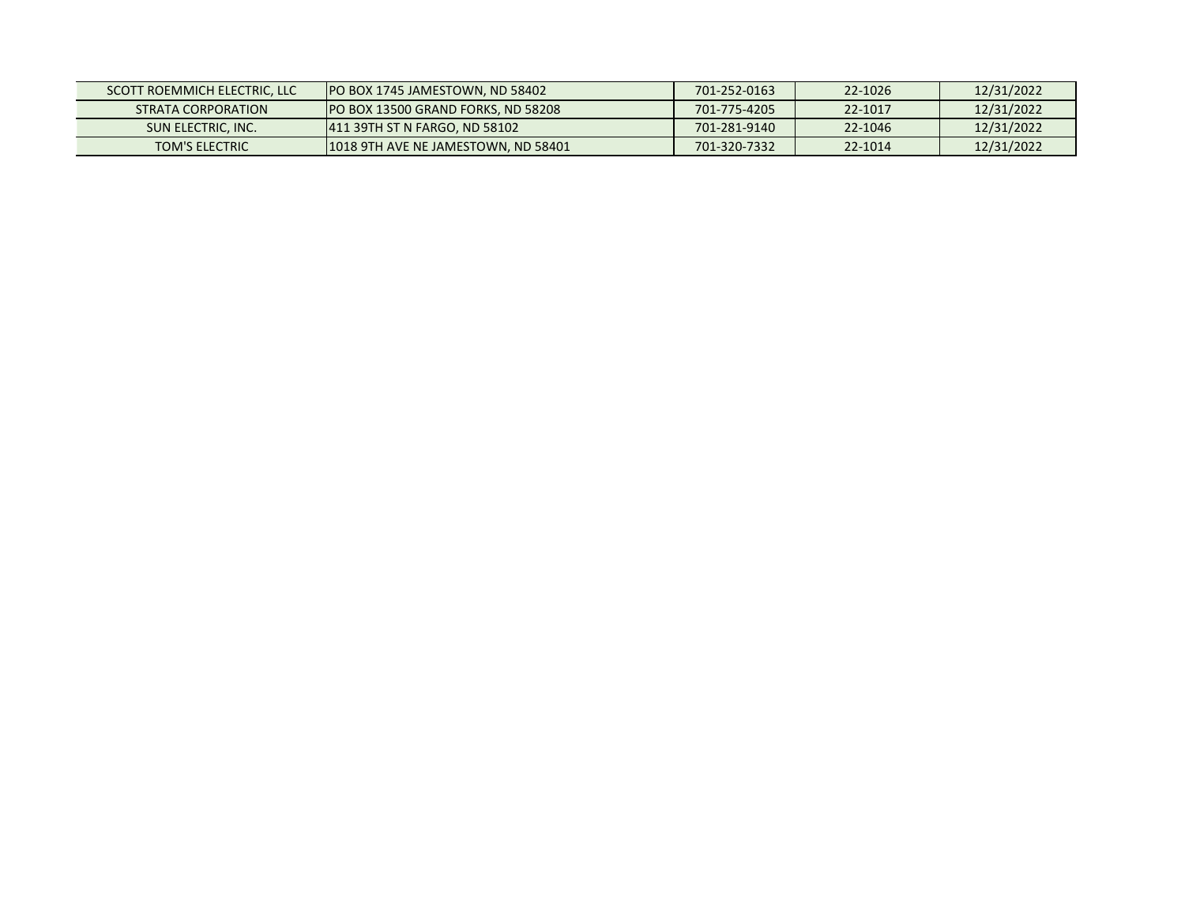| | | | | |
|---|---|---|---|---|
| SCOTT ROEMMICH ELECTRIC, LLC | PO BOX 1745 JAMESTOWN, ND 58402 | 701-252-0163 | 22-1026 | 12/31/2022 |
| STRATA CORPORATION | PO BOX 13500 GRAND FORKS, ND 58208 | 701-775-4205 | 22-1017 | 12/31/2022 |
| SUN ELECTRIC, INC. | 411 39TH ST N FARGO, ND 58102 | 701-281-9140 | 22-1046 | 12/31/2022 |
| TOM'S ELECTRIC | 1018 9TH AVE NE JAMESTOWN, ND 58401 | 701-320-7332 | 22-1014 | 12/31/2022 |